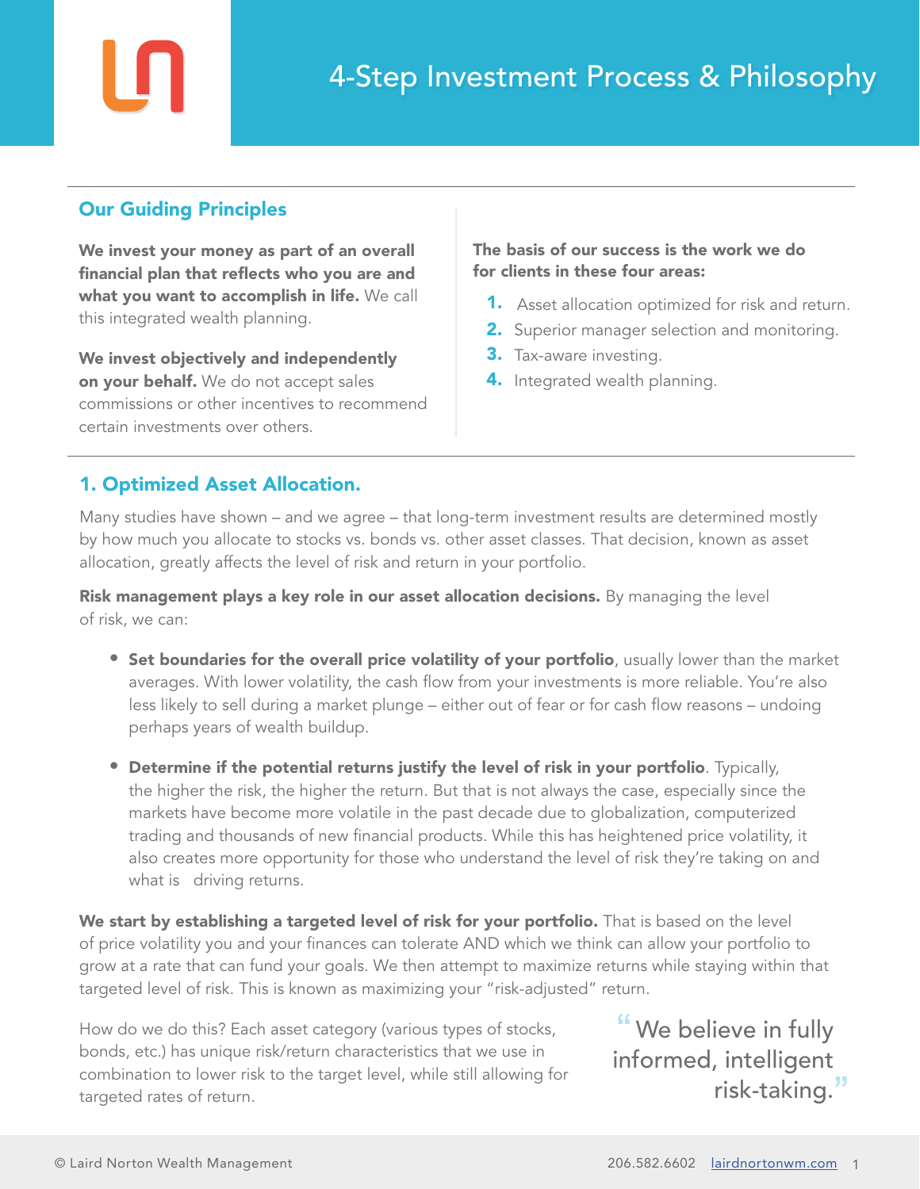# 4-Step Investment Process & Philosophy

## Our Guiding Principles

**We invest your money as part of an overall financial plan that reflects who you are and what you want to accomplish in life.** We call this integrated wealth planning.

**We invest objectively and independently on your behalf.** We do not accept sales commissions or other incentives to recommend certain investments over others.

**The basis of our success is the work we do for clients in these four areas:**

1. Asset allocation optimized for risk and return.
2. Superior manager selection and monitoring.
3. Tax-aware investing.
4. Integrated wealth planning.

## 1. Optimized Asset Allocation.

Many studies have shown – and we agree – that long-term investment results are determined mostly by how much you allocate to stocks vs. bonds vs. other asset classes. That decision, known as asset allocation, greatly affects the level of risk and return in your portfolio.

**Risk management plays a key role in our asset allocation decisions.** By managing the level of risk, we can:

- **Set boundaries for the overall price volatility of your portfolio**, usually lower than the market averages. With lower volatility, the cash flow from your investments is more reliable. You're also less likely to sell during a market plunge – either out of fear or for cash flow reasons – undoing perhaps years of wealth buildup.
- **Determine if the potential returns justify the level of risk in your portfolio**. Typically, the higher the risk, the higher the return. But that is not always the case, especially since the markets have become more volatile in the past decade due to globalization, computerized trading and thousands of new financial products. While this has heightened price volatility, it also creates more opportunity for those who understand the level of risk they're taking on and what is driving returns.

**We start by establishing a targeted level of risk for your portfolio.** That is based on the level of price volatility you and your finances can tolerate AND which we think can allow your portfolio to grow at a rate that can fund your goals. We then attempt to maximize returns while staying within that targeted level of risk. This is known as maximizing your "risk-adjusted" return.

How do we do this? Each asset category (various types of stocks, bonds, etc.) has unique risk/return characteristics that we use in combination to lower risk to the target level, while still allowing for targeted rates of return.

> "We believe in fully informed, intelligent risk-taking."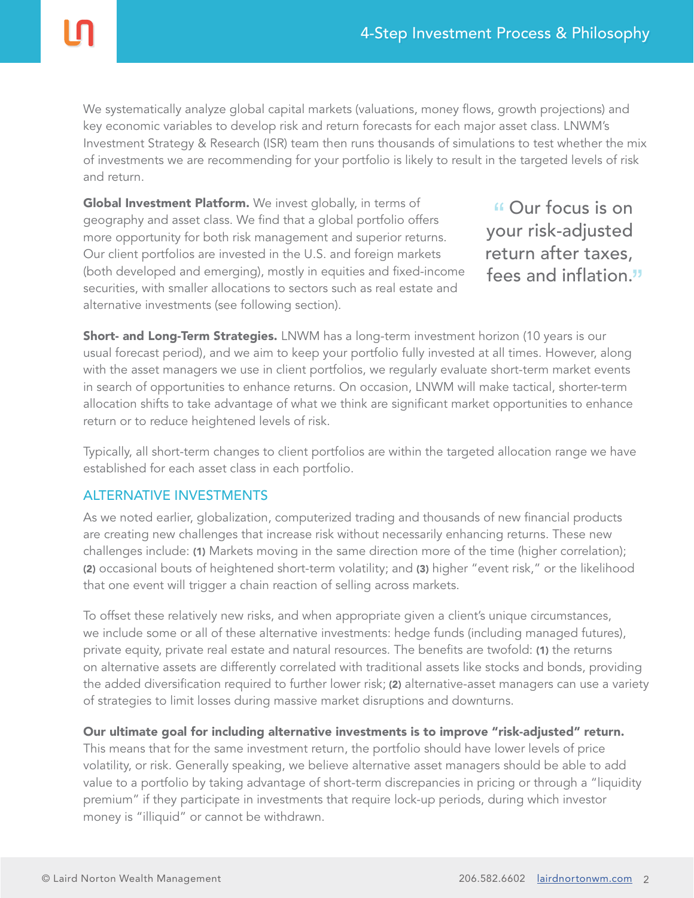We systematically analyze global capital markets (valuations, money flows, growth projections) and key economic variables to develop risk and return forecasts for each major asset class. LNWM's Investment Strategy & Research (ISR) team then runs thousands of simulations to test whether the mix of investments we are recommending for your portfolio is likely to result in the targeted levels of risk and return.

**Global Investment Platform.** We invest globally, in terms of geography and asset class. We find that a global portfolio offers more opportunity for both risk management and superior returns. Our client portfolios are invested in the U.S. and foreign markets (both developed and emerging), mostly in equities and fixed-income securities, with smaller allocations to sectors such as real estate and alternative investments (see following section).

> "Our focus is on your risk-adjusted return after taxes, fees and inflation."

**Short- and Long-Term Strategies.** LNWM has a long-term investment horizon (10 years is our usual forecast period), and we aim to keep your portfolio fully invested at all times. However, along with the asset managers we use in client portfolios, we regularly evaluate short-term market events in search of opportunities to enhance returns. On occasion, LNWM will make tactical, shorter-term allocation shifts to take advantage of what we think are significant market opportunities to enhance return or to reduce heightened levels of risk.

Typically, all short-term changes to client portfolios are within the targeted allocation range we have established for each asset class in each portfolio.

## ALTERNATIVE INVESTMENTS

As we noted earlier, globalization, computerized trading and thousands of new financial products are creating new challenges that increase risk without necessarily enhancing returns. These new challenges include: **(1)** Markets moving in the same direction more of the time (higher correlation); **(2)** occasional bouts of heightened short-term volatility; and **(3)** higher "event risk," or the likelihood that one event will trigger a chain reaction of selling across markets.

To offset these relatively new risks, and when appropriate given a client's unique circumstances, we include some or all of these alternative investments: hedge funds (including managed futures), private equity, private real estate and natural resources. The benefits are twofold: **(1)** the returns on alternative assets are differently correlated with traditional assets like stocks and bonds, providing the added diversification required to further lower risk; **(2)** alternative-asset managers can use a variety of strategies to limit losses during massive market disruptions and downturns.

**Our ultimate goal for including alternative investments is to improve "risk-adjusted" return.** This means that for the same investment return, the portfolio should have lower levels of price volatility, or risk. Generally speaking, we believe alternative asset managers should be able to add value to a portfolio by taking advantage of short-term discrepancies in pricing or through a "liquidity premium" if they participate in investments that require lock-up periods, during which investor money is "illiquid" or cannot be withdrawn.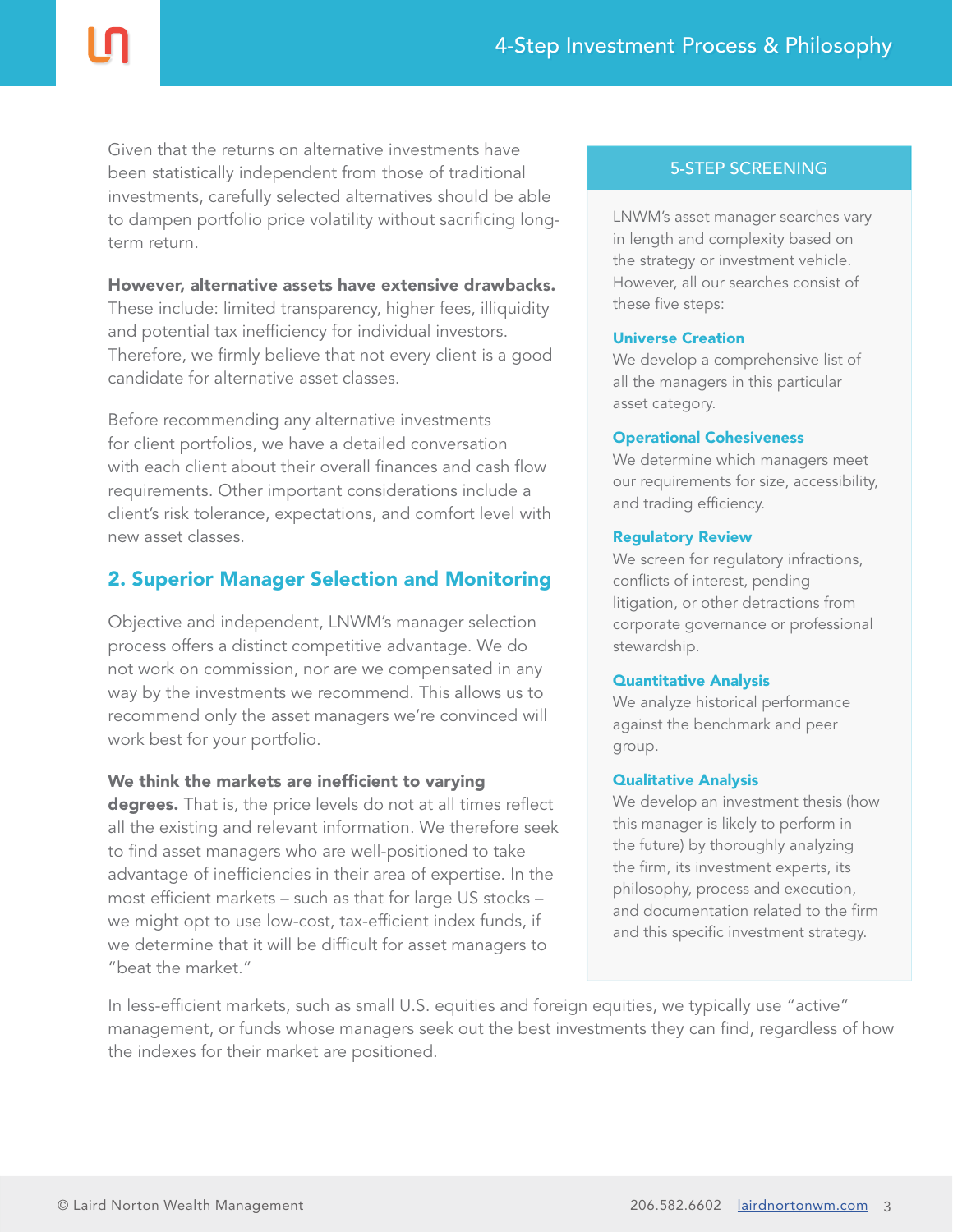Given that the returns on alternative investments have been statistically independent from those of traditional investments, carefully selected alternatives should be able to dampen portfolio price volatility without sacrificing long-term return.

**However, alternative assets have extensive drawbacks.** These include: limited transparency, higher fees, illiquidity and potential tax inefficiency for individual investors. Therefore, we firmly believe that not every client is a good candidate for alternative asset classes.

Before recommending any alternative investments for client portfolios, we have a detailed conversation with each client about their overall finances and cash flow requirements. Other important considerations include a client's risk tolerance, expectations, and comfort level with new asset classes.

## 2. Superior Manager Selection and Monitoring

Objective and independent, LNWM's manager selection process offers a distinct competitive advantage. We do not work on commission, nor are we compensated in any way by the investments we recommend. This allows us to recommend only the asset managers we're convinced will work best for your portfolio.

**We think the markets are inefficient to varying degrees.** That is, the price levels do not at all times reflect all the existing and relevant information. We therefore seek to find asset managers who are well-positioned to take advantage of inefficiencies in their area of expertise. In the most efficient markets – such as that for large US stocks – we might opt to use low-cost, tax-efficient index funds, if we determine that it will be difficult for asset managers to "beat the market."

In less-efficient markets, such as small U.S. equities and foreign equities, we typically use "active" management, or funds whose managers seek out the best investments they can find, regardless of how the indexes for their market are positioned.

### 5-STEP SCREENING

LNWM's asset manager searches vary in length and complexity based on the strategy or investment vehicle. However, all our searches consist of these five steps:

**Universe Creation**
We develop a comprehensive list of all the managers in this particular asset category.

**Operational Cohesiveness**
We determine which managers meet our requirements for size, accessibility, and trading efficiency.

**Regulatory Review**
We screen for regulatory infractions, conflicts of interest, pending litigation, or other detractions from corporate governance or professional stewardship.

**Quantitative Analysis**
We analyze historical performance against the benchmark and peer group.

**Qualitative Analysis**
We develop an investment thesis (how this manager is likely to perform in the future) by thoroughly analyzing the firm, its investment experts, its philosophy, process and execution, and documentation related to the firm and this specific investment strategy.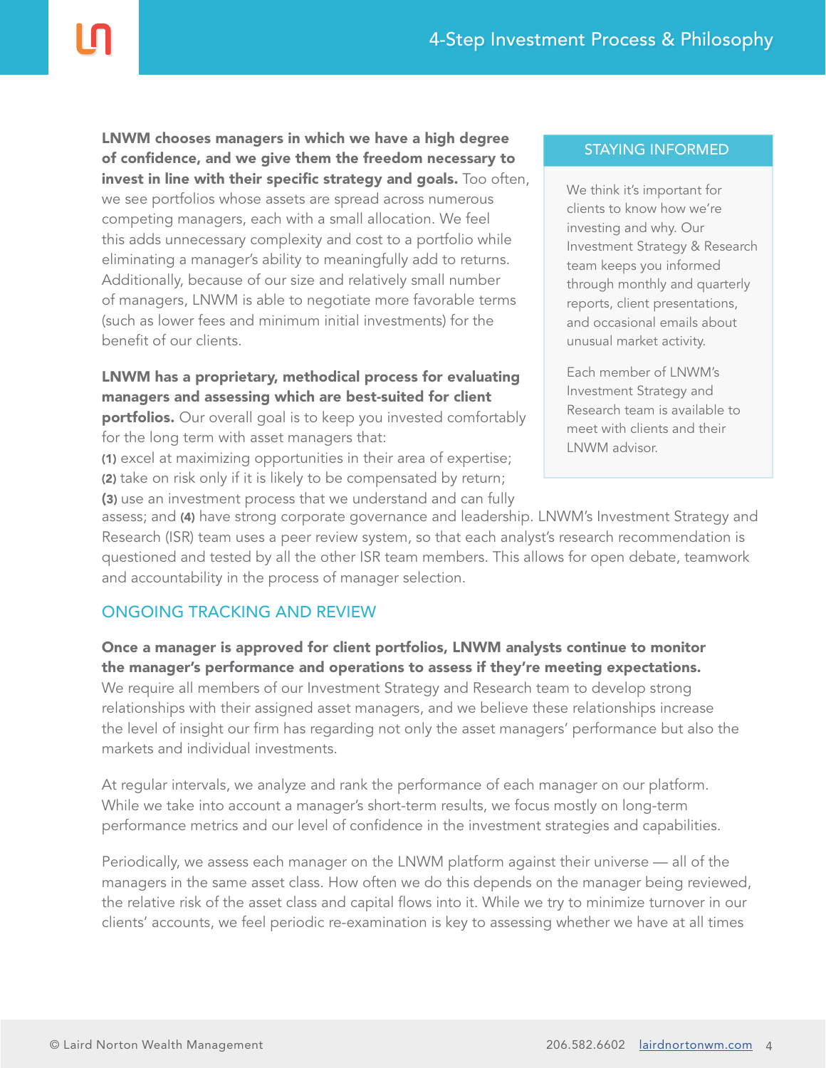**LNWM chooses managers in which we have a high degree of confidence, and we give them the freedom necessary to invest in line with their specific strategy and goals.** Too often, we see portfolios whose assets are spread across numerous competing managers, each with a small allocation. We feel this adds unnecessary complexity and cost to a portfolio while eliminating a manager's ability to meaningfully add to returns. Additionally, because of our size and relatively small number of managers, LNWM is able to negotiate more favorable terms (such as lower fees and minimum initial investments) for the benefit of our clients.

**LNWM has a proprietary, methodical process for evaluating managers and assessing which are best-suited for client portfolios.** Our overall goal is to keep you invested comfortably for the long term with asset managers that: **(1)** excel at maximizing opportunities in their area of expertise; **(2)** take on risk only if it is likely to be compensated by return; **(3)** use an investment process that we understand and can fully assess; and **(4)** have strong corporate governance and leadership. LNWM's Investment Strategy and Research (ISR) team uses a peer review system, so that each analyst's research recommendation is questioned and tested by all the other ISR team members. This allows for open debate, teamwork and accountability in the process of manager selection.

> **STAYING INFORMED**
>
> We think it's important for clients to know how we're investing and why. Our Investment Strategy & Research team keeps you informed through monthly and quarterly reports, client presentations, and occasional emails about unusual market activity.
>
> Each member of LNWM's Investment Strategy and Research team is available to meet with clients and their LNWM advisor.

## ONGOING TRACKING AND REVIEW

**Once a manager is approved for client portfolios, LNWM analysts continue to monitor the manager's performance and operations to assess if they're meeting expectations.** We require all members of our Investment Strategy and Research team to develop strong relationships with their assigned asset managers, and we believe these relationships increase the level of insight our firm has regarding not only the asset managers' performance but also the markets and individual investments.

At regular intervals, we analyze and rank the performance of each manager on our platform. While we take into account a manager's short-term results, we focus mostly on long-term performance metrics and our level of confidence in the investment strategies and capabilities.

Periodically, we assess each manager on the LNWM platform against their universe — all of the managers in the same asset class. How often we do this depends on the manager being reviewed, the relative risk of the asset class and capital flows into it. While we try to minimize turnover in our clients' accounts, we feel periodic re-examination is key to assessing whether we have at all times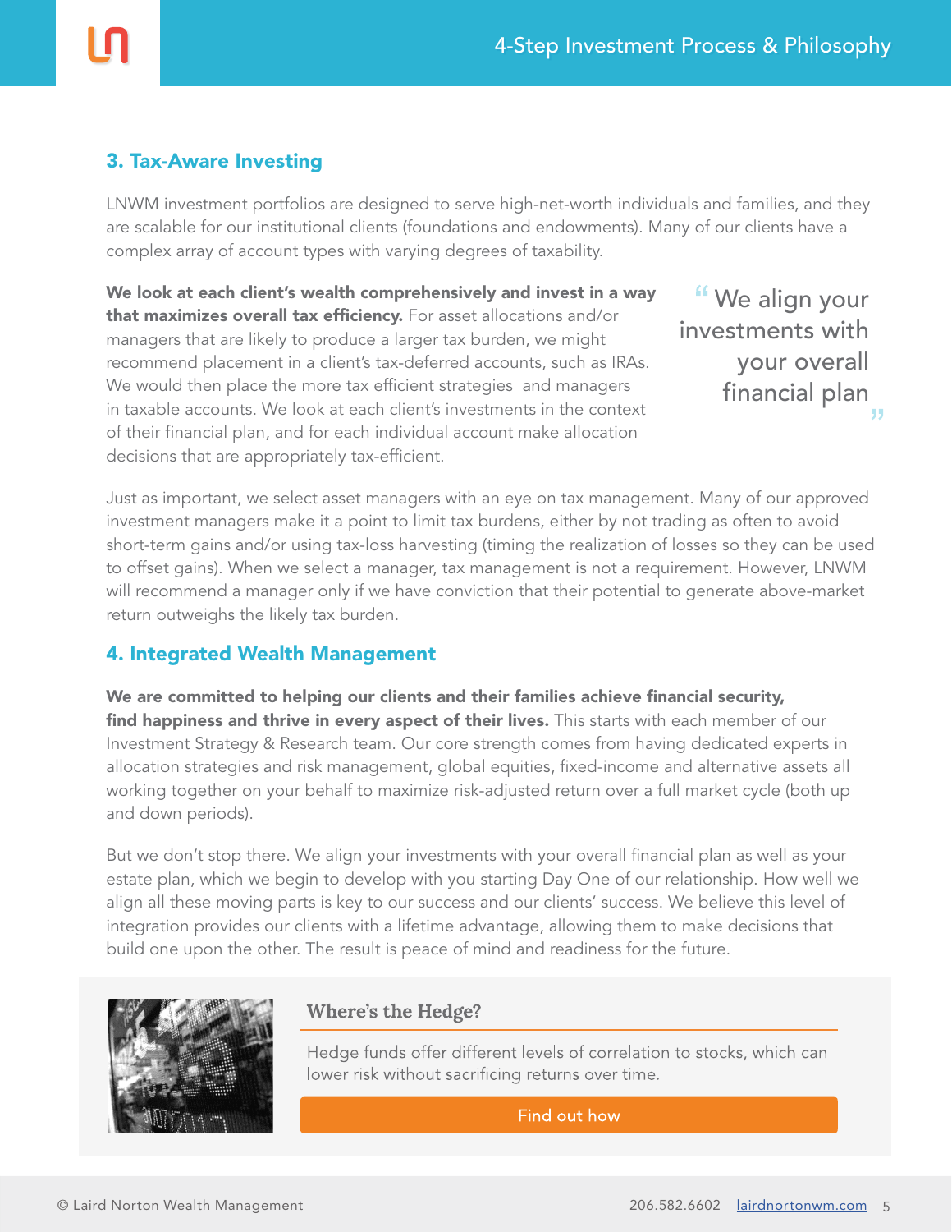## 3. Tax-Aware Investing

LNWM investment portfolios are designed to serve high-net-worth individuals and families, and they are scalable for our institutional clients (foundations and endowments). Many of our clients have a complex array of account types with varying degrees of taxability.

**We look at each client's wealth comprehensively and invest in a way that maximizes overall tax efficiency.** For asset allocations and/or managers that are likely to produce a larger tax burden, we might recommend placement in a client's tax-deferred accounts, such as IRAs. We would then place the more tax efficient strategies and managers in taxable accounts. We look at each client's investments in the context of their financial plan, and for each individual account make allocation decisions that are appropriately tax-efficient.

> "We align your investments with your overall financial plan"

Just as important, we select asset managers with an eye on tax management. Many of our approved investment managers make it a point to limit tax burdens, either by not trading as often to avoid short-term gains and/or using tax-loss harvesting (timing the realization of losses so they can be used to offset gains). When we select a manager, tax management is not a requirement. However, LNWM will recommend a manager only if we have conviction that their potential to generate above-market return outweighs the likely tax burden.

## 4. Integrated Wealth Management

**We are committed to helping our clients and their families achieve financial security, find happiness and thrive in every aspect of their lives.** This starts with each member of our Investment Strategy & Research team. Our core strength comes from having dedicated experts in allocation strategies and risk management, global equities, fixed-income and alternative assets all working together on your behalf to maximize risk-adjusted return over a full market cycle (both up and down periods).

But we don't stop there. We align your investments with your overall financial plan as well as your estate plan, which we begin to develop with you starting Day One of our relationship. How well we align all these moving parts is key to our success and our clients' success. We believe this level of integration provides our clients with a lifetime advantage, allowing them to make decisions that build one upon the other. The result is peace of mind and readiness for the future.

### Where's the Hedge?

Hedge funds offer different levels of correlation to stocks, which can lower risk without sacrificing returns over time.

Find out how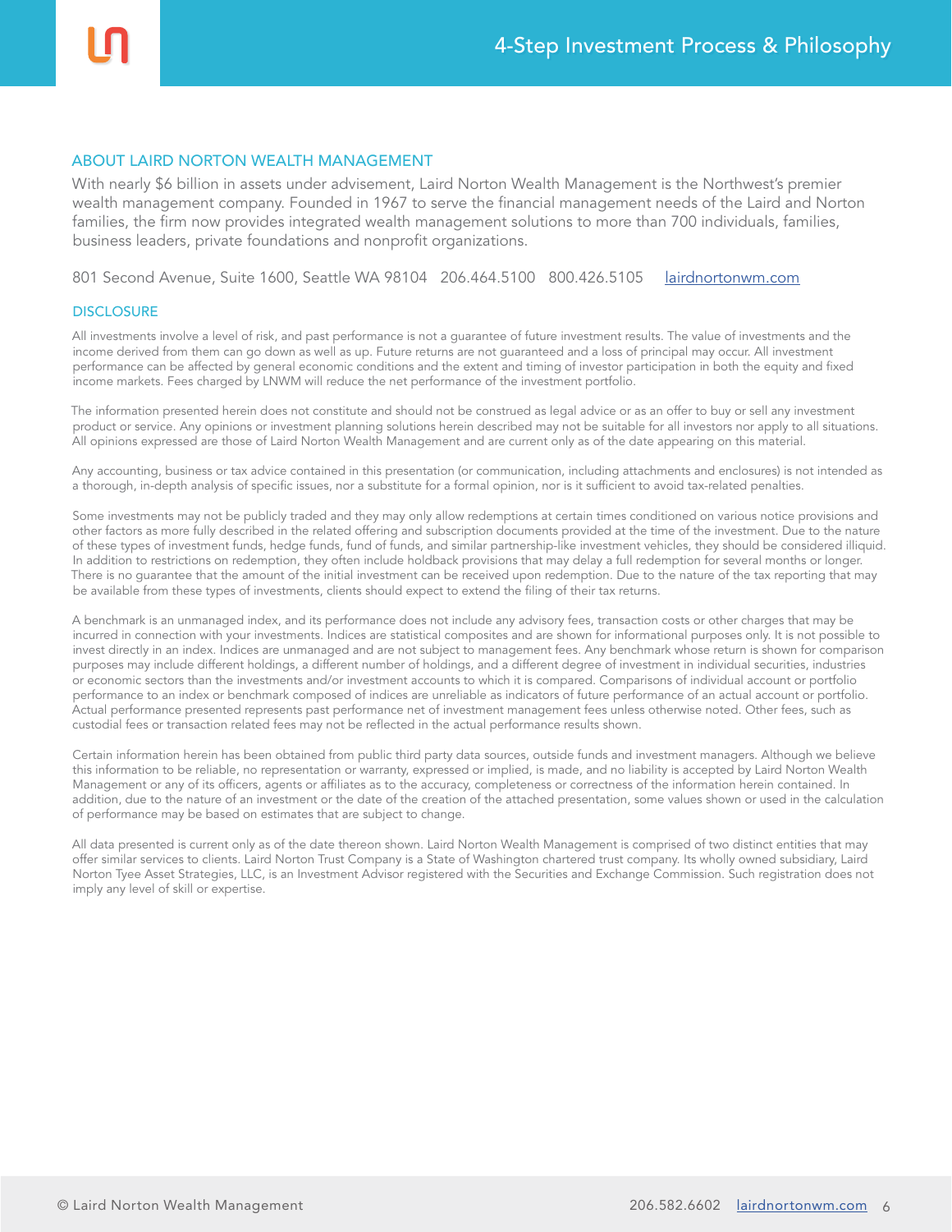## ABOUT LAIRD NORTON WEALTH MANAGEMENT

With nearly $6 billion in assets under advisement, Laird Norton Wealth Management is the Northwest's premier wealth management company. Founded in 1967 to serve the financial management needs of the Laird and Norton families, the firm now provides integrated wealth management solutions to more than 700 individuals, families, business leaders, private foundations and nonprofit organizations.

801 Second Avenue, Suite 1600, Seattle WA 98104 206.464.5100 800.426.5105 lairdnortonwm.com

## DISCLOSURE

All investments involve a level of risk, and past performance is not a guarantee of future investment results. The value of investments and the income derived from them can go down as well as up. Future returns are not guaranteed and a loss of principal may occur. All investment performance can be affected by general economic conditions and the extent and timing of investor participation in both the equity and fixed income markets. Fees charged by LNWM will reduce the net performance of the investment portfolio.

The information presented herein does not constitute and should not be construed as legal advice or as an offer to buy or sell any investment product or service. Any opinions or investment planning solutions herein described may not be suitable for all investors nor apply to all situations. All opinions expressed are those of Laird Norton Wealth Management and are current only as of the date appearing on this material.

Any accounting, business or tax advice contained in this presentation (or communication, including attachments and enclosures) is not intended as a thorough, in-depth analysis of specific issues, nor a substitute for a formal opinion, nor is it sufficient to avoid tax-related penalties.

Some investments may not be publicly traded and they may only allow redemptions at certain times conditioned on various notice provisions and other factors as more fully described in the related offering and subscription documents provided at the time of the investment. Due to the nature of these types of investment funds, hedge funds, fund of funds, and similar partnership-like investment vehicles, they should be considered illiquid. In addition to restrictions on redemption, they often include holdback provisions that may delay a full redemption for several months or longer. There is no guarantee that the amount of the initial investment can be received upon redemption. Due to the nature of the tax reporting that may be available from these types of investments, clients should expect to extend the filing of their tax returns.

A benchmark is an unmanaged index, and its performance does not include any advisory fees, transaction costs or other charges that may be incurred in connection with your investments. Indices are statistical composites and are shown for informational purposes only. It is not possible to invest directly in an index. Indices are unmanaged and are not subject to management fees. Any benchmark whose return is shown for comparison purposes may include different holdings, a different number of holdings, and a different degree of investment in individual securities, industries or economic sectors than the investments and/or investment accounts to which it is compared. Comparisons of individual account or portfolio performance to an index or benchmark composed of indices are unreliable as indicators of future performance of an actual account or portfolio. Actual performance presented represents past performance net of investment management fees unless otherwise noted. Other fees, such as custodial fees or transaction related fees may not be reflected in the actual performance results shown.

Certain information herein has been obtained from public third party data sources, outside funds and investment managers. Although we believe this information to be reliable, no representation or warranty, expressed or implied, is made, and no liability is accepted by Laird Norton Wealth Management or any of its officers, agents or affiliates as to the accuracy, completeness or correctness of the information herein contained. In addition, due to the nature of an investment or the date of the creation of the attached presentation, some values shown or used in the calculation of performance may be based on estimates that are subject to change.

All data presented is current only as of the date thereon shown. Laird Norton Wealth Management is comprised of two distinct entities that may offer similar services to clients. Laird Norton Trust Company is a State of Washington chartered trust company. Its wholly owned subsidiary, Laird Norton Tyee Asset Strategies, LLC, is an Investment Advisor registered with the Securities and Exchange Commission. Such registration does not imply any level of skill or expertise.